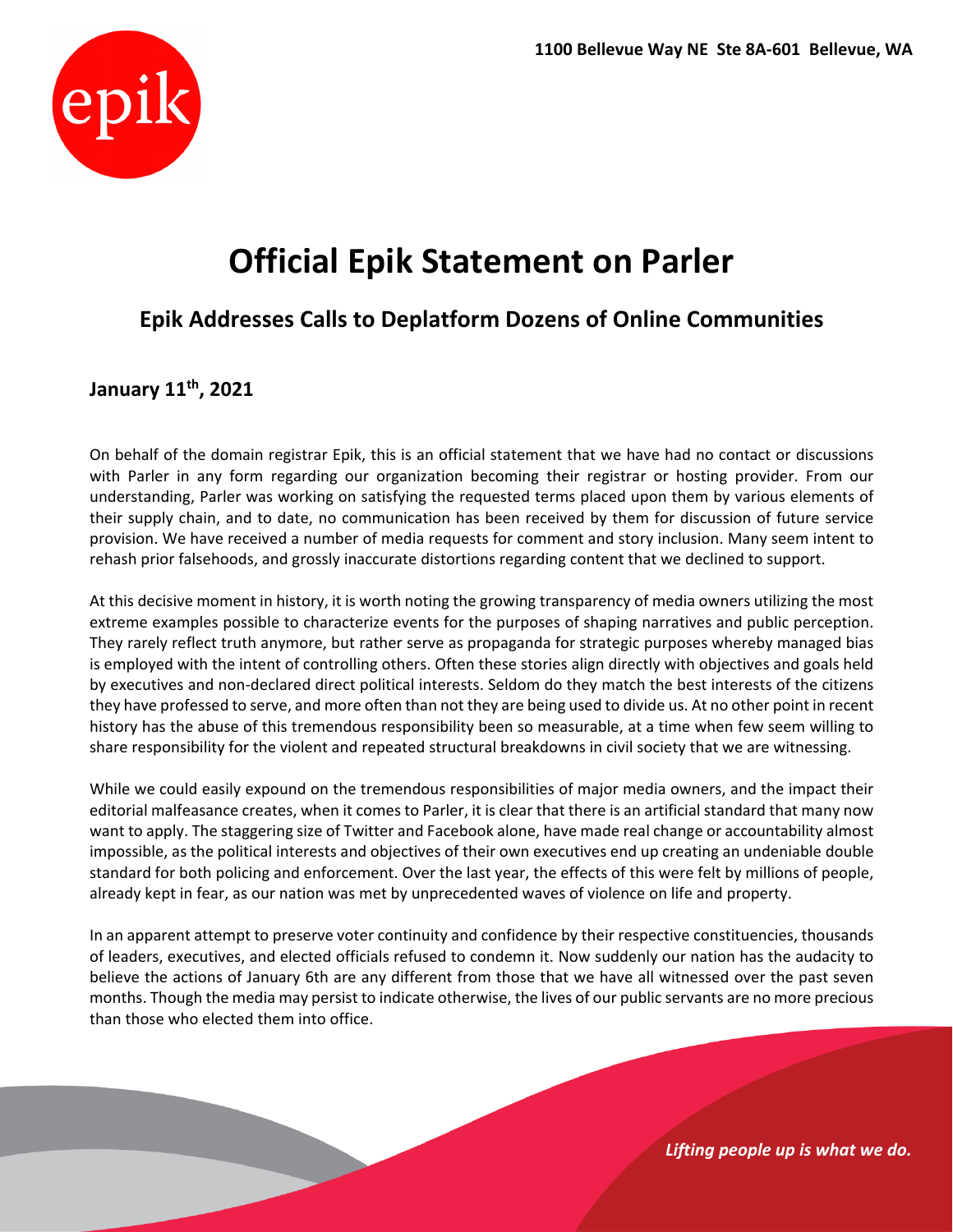1100 Bellevue Way NE Ste 8A-601 Bellevue, WA

# Official Epik Statement on Parler

## Epik Addresses Calls to Deplatform Dozens of Online Communities

### January 11th, 2021

On behalf of the domain registrar Epik, this is an official statement that we have had no contact or discussions with Parler in any form regarding our organization becoming their registrar or hosting provider. From our understanding, Parler was working on satisfying the requested terms placed upon them by various elements of their supply chain, and to date, no communication has been received by them for discussion of future service provision. We have received a number of media requests for comment and story inclusion. Many seem intent to rehash prior falsehoods, and grossly inaccurate distortions regarding content that we declined to support.

At this decisive moment in history, it is worth noting the growing transparency of media owners utilizing the most extreme examples possible to characterize events for the purposes of shaping narratives and public perception. They rarely reflect truth anymore, but rather serve as propaganda for strategic purposes whereby managed bias is employed with the intent of controlling others. Often these stories align directly with objectives and goals held by executives and non-declared direct political interests. Seldom do they match the best interests of the citizens they have professed to serve, and more often than not they are being used to divide us. At no other point in recent history has the abuse of this tremendous responsibility been so measurable, at a time when few seem willing to share responsibility for the violent and repeated structural breakdowns in civil society that we are witnessing.

While we could easily expound on the tremendous responsibilities of major media owners, and the impact their editorial malfeasance creates, when it comes to Parler, it is clear that there is an artificial standard that many now want to apply. The staggering size of Twitter and Facebook alone, have made real change or accountability almost impossible, as the political interests and objectives of their own executives end up creating an undeniable double standard for both policing and enforcement. Over the last year, the effects of this were felt by millions of people, already kept in fear, as our nation was met by unprecedented waves of violence on life and property.

In an apparent attempt to preserve voter continuity and confidence by their respective constituencies, thousands of leaders, executives, and elected officials refused to condemn it. Now suddenly our nation has the audacity to believe the actions of January 6th are any different from those that we have all witnessed over the past seven months. Though the media may persist to indicate otherwise, the lives of our public servants are no more precious than those who elected them into office.

*Lifting people up is what we do.*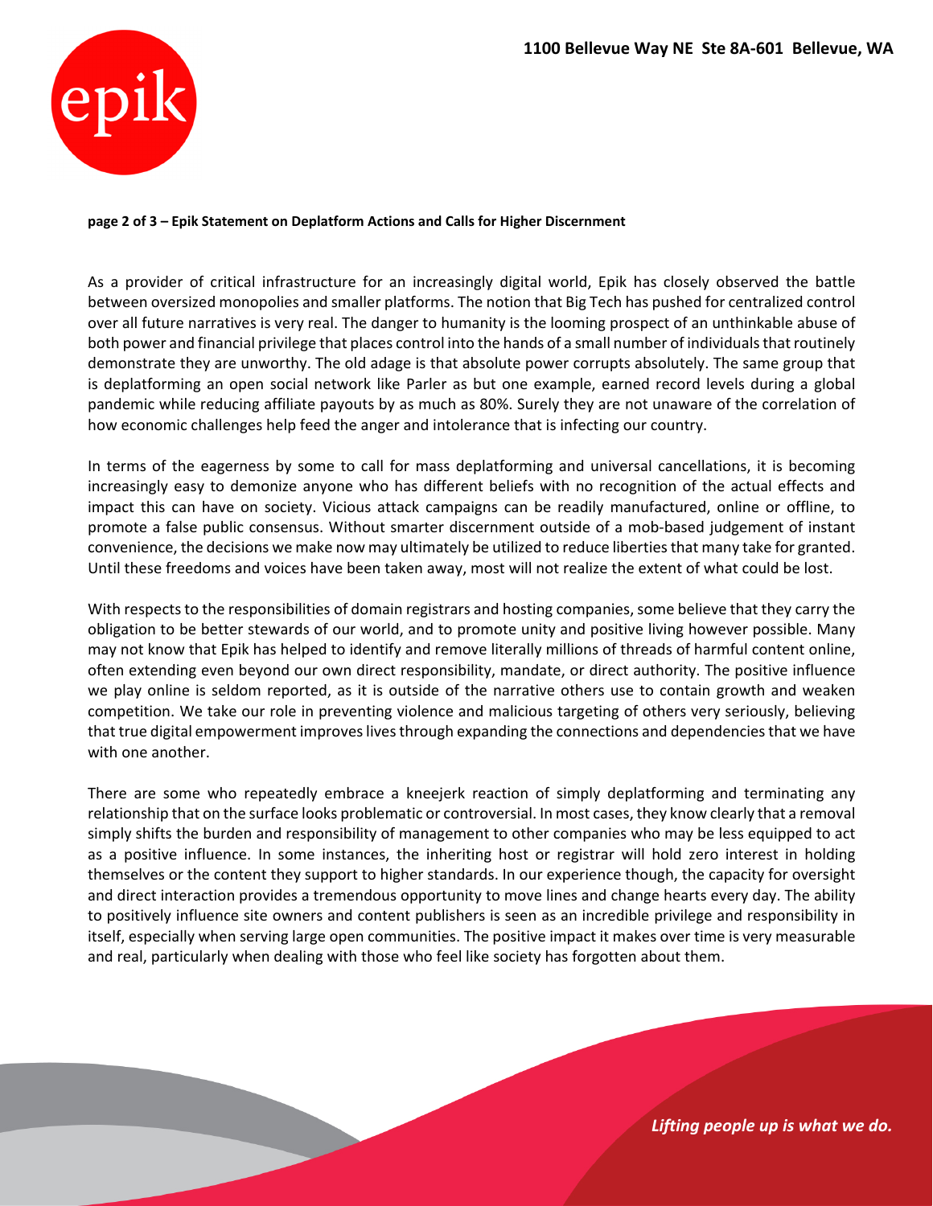**page 2 of 3 – Epik Statement on Deplatform Actions and Calls for Higher Discernment**

As a provider of critical infrastructure for an increasingly digital world, Epik has closely observed the battle between oversized monopolies and smaller platforms. The notion that Big Tech has pushed for centralized control over all future narratives is very real. The danger to humanity is the looming prospect of an unthinkable abuse of both power and financial privilege that places control into the hands of a small number of individuals that routinely demonstrate they are unworthy. The old adage is that absolute power corrupts absolutely. The same group that is deplatforming an open social network like Parler as but one example, earned record levels during a global pandemic while reducing affiliate payouts by as much as 80%. Surely they are not unaware of the correlation of how economic challenges help feed the anger and intolerance that is infecting our country.

In terms of the eagerness by some to call for mass deplatforming and universal cancellations, it is becoming increasingly easy to demonize anyone who has different beliefs with no recognition of the actual effects and impact this can have on society. Vicious attack campaigns can be readily manufactured, online or offline, to promote a false public consensus. Without smarter discernment outside of a mob-based judgement of instant convenience, the decisions we make now may ultimately be utilized to reduce liberties that many take for granted. Until these freedoms and voices have been taken away, most will not realize the extent of what could be lost.

With respects to the responsibilities of domain registrars and hosting companies, some believe that they carry the obligation to be better stewards of our world, and to promote unity and positive living however possible. Many may not know that Epik has helped to identify and remove literally millions of threads of harmful content online, often extending even beyond our own direct responsibility, mandate, or direct authority. The positive influence we play online is seldom reported, as it is outside of the narrative others use to contain growth and weaken competition. We take our role in preventing violence and malicious targeting of others very seriously, believing that true digital empowerment improves lives through expanding the connections and dependencies that we have with one another.

There are some who repeatedly embrace a kneejerk reaction of simply deplatforming and terminating any relationship that on the surface looks problematic or controversial. In most cases, they know clearly that a removal simply shifts the burden and responsibility of management to other companies who may be less equipped to act as a positive influence. In some instances, the inheriting host or registrar will hold zero interest in holding themselves or the content they support to higher standards. In our experience though, the capacity for oversight and direct interaction provides a tremendous opportunity to move lines and change hearts every day. The ability to positively influence site owners and content publishers is seen as an incredible privilege and responsibility in itself, especially when serving large open communities. The positive impact it makes over time is very measurable and real, particularly when dealing with those who feel like society has forgotten about them.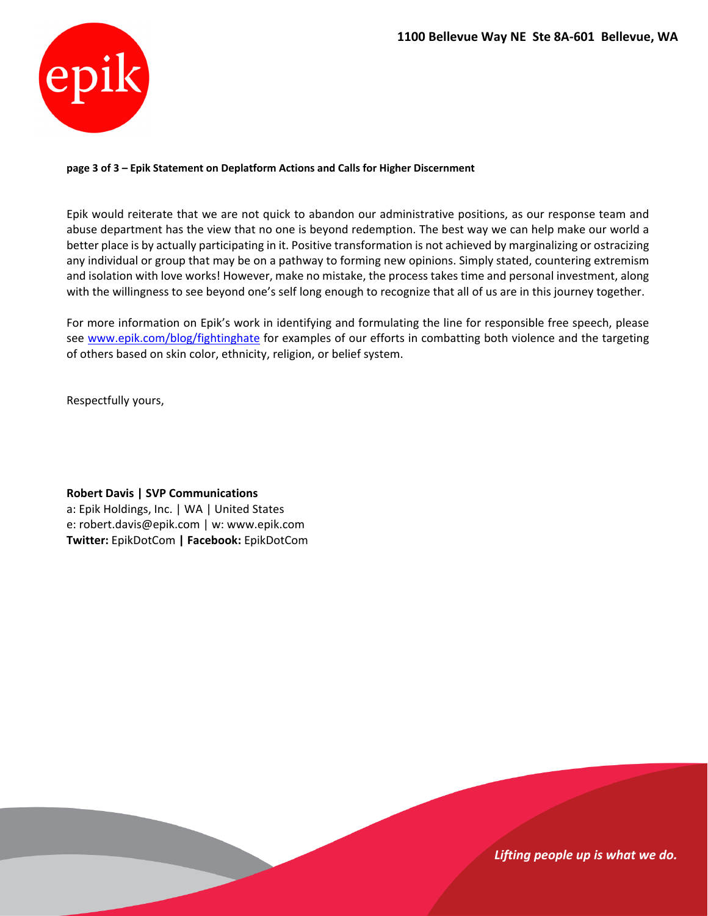Epik would reiterate that we are not quick to abandon our administrative positions, as our response team and abuse department has the view that no one is beyond redemption. The best way we can help make our world a better place is by actually participating in it. Positive transformation is not achieved by marginalizing or ostracizing any individual or group that may be on a pathway to forming new opinions. Simply stated, countering extremism and isolation with love works! However, make no mistake, the process takes time and personal investment, along with the willingness to see beyond one's self long enough to recognize that all of us are in this journey together.

For more information on Epik's work in identifying and formulating the line for responsible free speech, please see www.epik.com/blog/fightinghate for examples of our efforts in combatting both violence and the targeting of others based on skin color, ethnicity, religion, or belief system.

Respectfully yours,

**Robert Davis | SVP Communications**
a: Epik Holdings, Inc. | WA | United States
e: robert.davis@epik.com | w: www.epik.com
**Twitter:** EpikDotCom **|** **Facebook:** EpikDotCom